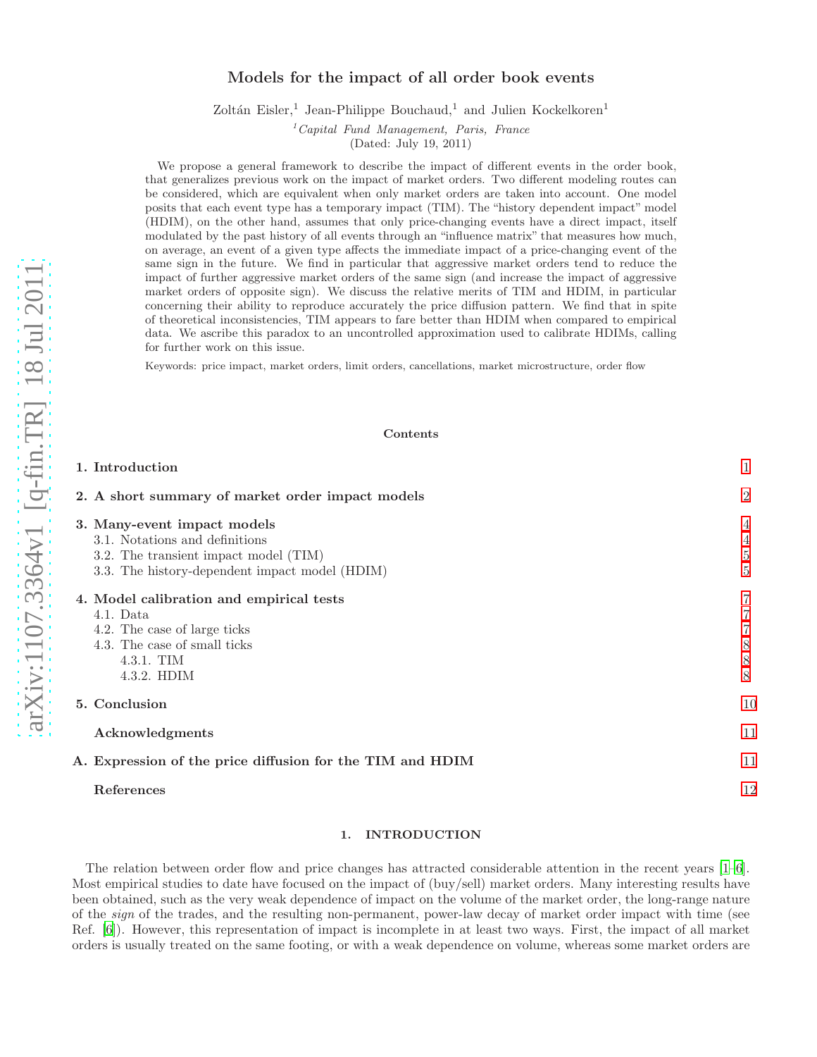# Models for the impact of all order book events

Zoltán Eisler,[1] Jean-Philippe Bouchaud,[1] and Julien Kockelkoren[1]

[1] *Capital Fund Management, Paris, France*

(Dated: July 19, 2011)

We propose a general framework to describe the impact of different events in the order book, that generalizes previous work on the impact of market orders. Two different modeling routes can be considered, which are equivalent when only market orders are taken into account. One model posits that each event type has a temporary impact (TIM). The "history dependent impact" model (HDIM), on the other hand, assumes that only price-changing events have a direct impact, itself modulated by the past history of all events through an "influence matrix" that measures how much, on average, an event of a given type affects the immediate impact of a price-changing event of the same sign in the future. We find in particular that aggressive market orders tend to reduce the impact of further aggressive market orders of the same sign (and increase the impact of aggressive market orders of opposite sign). We discuss the relative merits of TIM and HDIM, in particular concerning their ability to reproduce accurately the price diffusion pattern. We find that in spite of theoretical inconsistencies, TIM appears to fare better than HDIM when compared to empirical data. We ascribe this paradox to an uncontrolled approximation used to calibrate HDIMs, calling for further work on this issue.

Keywords: price impact, market orders, limit orders, cancellations, market microstructure, order flow

## Contents

| | |
|---|---|
| **1. Introduction** | 1 |
| **2. A short summary of market order impact models** | 2 |
| **3. Many-event impact models** | 4 |
| 3.1. Notations and definitions | 4 |
| 3.2. The transient impact model (TIM) | 5 |
| 3.3. The history-dependent impact model (HDIM) | 5 |
| **4. Model calibration and empirical tests** | 7 |
| 4.1. Data | 7 |
| 4.2. The case of large ticks | 7 |
| 4.3. The case of small ticks | 8 |
| 4.3.1. TIM | 8 |
| 4.3.2. HDIM | 8 |
| **5. Conclusion** | 10 |
| **Acknowledgments** | 11 |
| **A. Expression of the price diffusion for the TIM and HDIM** | 11 |
| **References** | 12 |

## 1. INTRODUCTION

The relation between order flow and price changes has attracted considerable attention in the recent years [1–6]. Most empirical studies to date have focused on the impact of (buy/sell) market orders. Many interesting results have been obtained, such as the very weak dependence of impact on the volume of the market order, the long-range nature of the *sign* of the trades, and the resulting non-permanent, power-law decay of market order impact with time (see Ref. [6]). However, this representation of impact is incomplete in at least two ways. First, the impact of all market orders is usually treated on the same footing, or with a weak dependence on volume, whereas some market orders are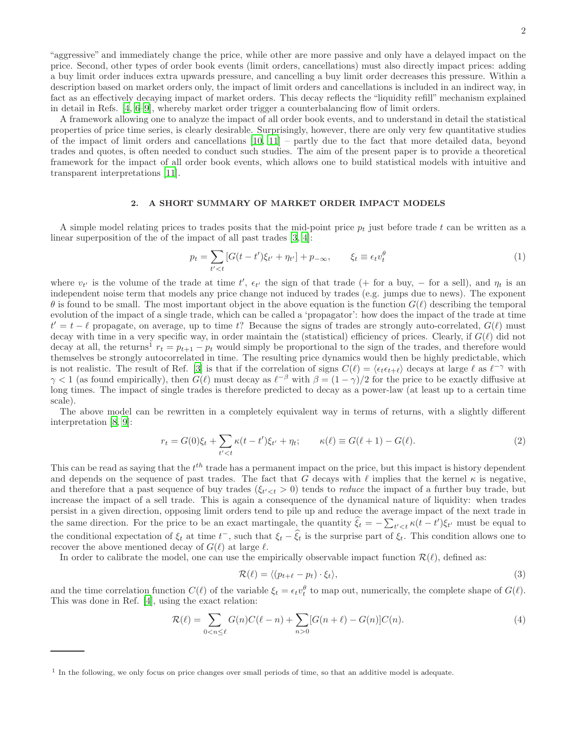"aggressive" and immediately change the price, while other are more passive and only have a delayed impact on the price. Second, other types of order book events (limit orders, cancellations) must also directly impact prices: adding a buy limit order induces extra upwards pressure, and cancelling a buy limit order decreases this pressure. Within a description based on market orders only, the impact of limit orders and cancellations is included in an indirect way, in fact as an effectively decaying impact of market orders. This decay reflects the "liquidity refill" mechanism explained in detail in Refs. [4, 6–9], whereby market order trigger a counterbalancing flow of limit orders.

A framework allowing one to analyze the impact of all order book events, and to understand in detail the statistical properties of price time series, is clearly desirable. Surprisingly, however, there are only very few quantitative studies of the impact of limit orders and cancellations [10, 11] – partly due to the fact that more detailed data, beyond trades and quotes, is often needed to conduct such studies. The aim of the present paper is to provide a theoretical framework for the impact of all order book events, which allows one to build statistical models with intuitive and transparent interpretations [11].

## 2. A SHORT SUMMARY OF MARKET ORDER IMPACT MODELS

A simple model relating prices to trades posits that the mid-point price $p_t$ just before trade $t$ can be written as a linear superposition of the of the impact of all past trades [3, 4]:

$$p_t = \sum_{t'<t} \left[ G(t-t')\xi_{t'} + \eta_{t'} \right] + p_{-\infty}, \qquad \xi_t \equiv \epsilon_t v_t^\theta \tag{1}$$

where $v_{t'}$ is the volume of the trade at time $t'$, $\epsilon_{t'}$ the sign of that trade (+ for a buy, − for a sell), and $\eta_t$ is an independent noise term that models any price change not induced by trades (e.g. jumps due to news). The exponent $\theta$ is found to be small. The most important object in the above equation is the function $G(\ell)$ describing the temporal evolution of the impact of a single trade, which can be called a 'propagator': how does the impact of the trade at time $t' = t - \ell$ propagate, on average, up to time $t$? Because the signs of trades are strongly auto-correlated, $G(\ell)$ must decay with time in a very specific way, in order maintain the (statistical) efficiency of prices. Clearly, if $G(\ell)$ did not decay at all, the returns[1] $r_t = p_{t+1} - p_t$ would simply be proportional to the sign of the trades, and therefore would themselves be strongly autocorrelated in time. The resulting price dynamics would then be highly predictable, which is not realistic. The result of Ref. [3] is that if the correlation of signs $C(\ell) = \langle \epsilon_t \epsilon_{t+\ell} \rangle$ decays at large $\ell$ as $\ell^{-\gamma}$ with $\gamma < 1$ (as found empirically), then $G(\ell)$ must decay as $\ell^{-\beta}$ with $\beta = (1-\gamma)/2$ for the price to be exactly diffusive at long times. The impact of single trades is therefore predicted to decay as a power-law (at least up to a certain time scale).

The above model can be rewritten in a completely equivalent way in terms of returns, with a slightly different interpretation [8, 9]:

$$r_t = G(0)\xi_t + \sum_{t'<t} \kappa(t-t')\xi_{t'} + \eta_t; \qquad \kappa(\ell) \equiv G(\ell+1) - G(\ell). \tag{2}$$

This can be read as saying that the $t^{th}$ trade has a permanent impact on the price, but this impact is history dependent and depends on the sequence of past trades. The fact that $G$ decays with $\ell$ implies that the kernel $\kappa$ is negative, and therefore that a past sequence of buy trades ($\xi_{t'<t} > 0$) tends to *reduce* the impact of a further buy trade, but increase the impact of a sell trade. This is again a consequence of the dynamical nature of liquidity: when trades persist in a given direction, opposing limit orders tend to pile up and reduce the average impact of the next trade in the same direction. For the price to be an exact martingale, the quantity $\widehat{\xi}_t = -\sum_{t'<t} \kappa(t-t')\xi_{t'}$ must be equal to the conditional expectation of $\xi_t$ at time $t^-$, such that $\xi_t - \widehat{\xi}_t$ is the surprise part of $\xi_t$. This condition allows one to recover the above mentioned decay of $G(\ell)$ at large $\ell$.

In order to calibrate the model, one can use the empirically observable impact function $\mathcal{R}(\ell)$, defined as:

$$\mathcal{R}(\ell) = \langle (p_{t+\ell} - p_t) \cdot \xi_t \rangle, \tag{3}$$

and the time correlation function $C(\ell)$ of the variable $\xi_t = \epsilon_t v_t^\theta$ to map out, numerically, the complete shape of $G(\ell)$. This was done in Ref. [4], using the exact relation:

$$\mathcal{R}(\ell) = \sum_{0<n\leq\ell} G(n)C(\ell-n) + \sum_{n>0} [G(n+\ell) - G(n)]C(n). \tag{4}$$

[1] In the following, we only focus on price changes over small periods of time, so that an additive model is adequate.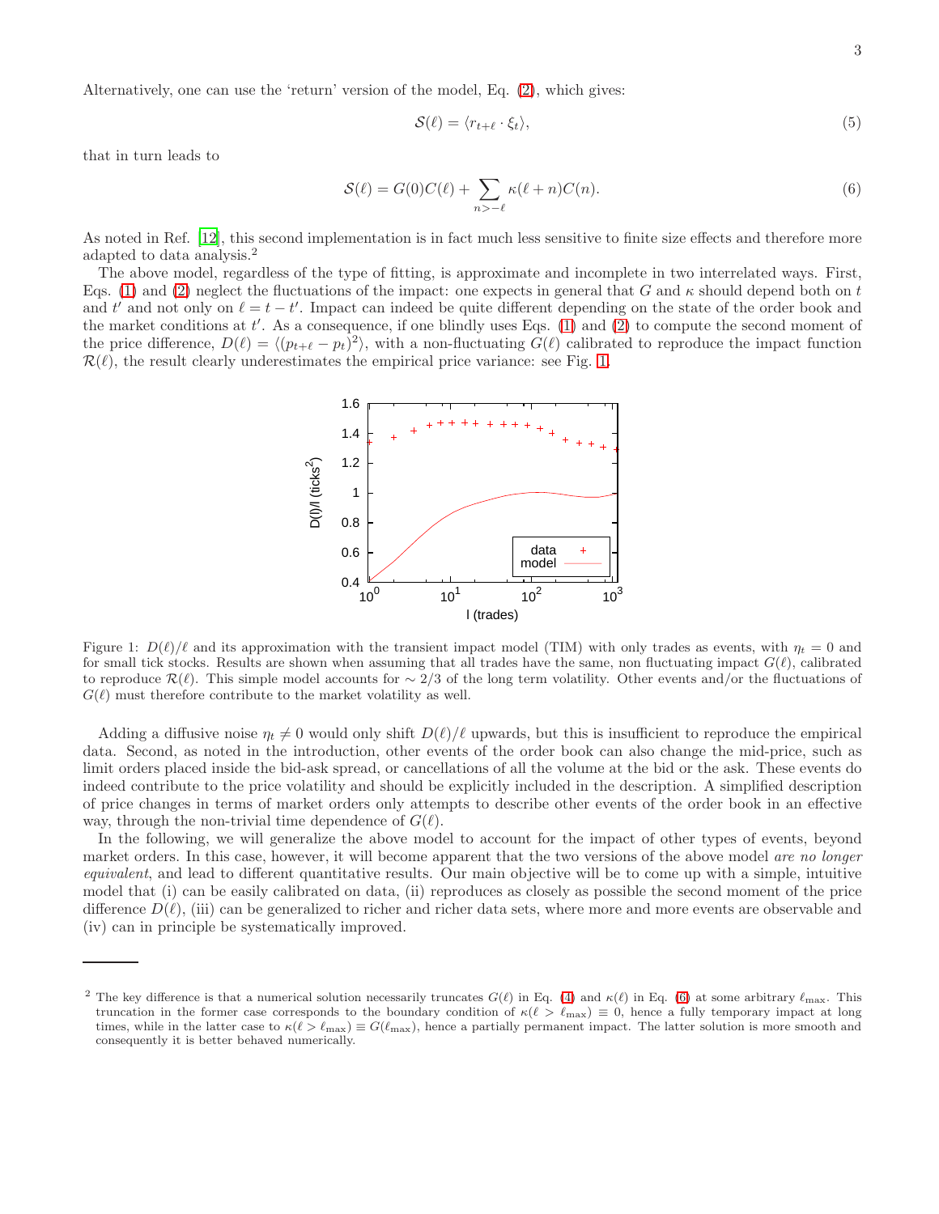Alternatively, one can use the 'return' version of the model, Eq. (2), which gives:

$$\mathcal{S}(\ell) = \langle r_{t+\ell} \cdot \xi_t \rangle, \tag{5}$$

that in turn leads to

$$\mathcal{S}(\ell) = G(0)C(\ell) + \sum_{n>-\ell} \kappa(\ell + n)C(n). \tag{6}$$

As noted in Ref. [12], this second implementation is in fact much less sensitive to finite size effects and therefore more adapted to data analysis.[2]

The above model, regardless of the type of fitting, is approximate and incomplete in two interrelated ways. First, Eqs. (1) and (2) neglect the fluctuations of the impact: one expects in general that $G$ and $\kappa$ should depend both on $t$ and $t'$ and not only on $\ell = t - t'$. Impact can indeed be quite different depending on the state of the order book and the market conditions at $t'$. As a consequence, if one blindly uses Eqs. (1) and (2) to compute the second moment of the price difference, $D(\ell) = \langle (p_{t+\ell} - p_t)^2 \rangle$, with a non-fluctuating $G(\ell)$ calibrated to reproduce the impact function $\mathcal{R}(\ell)$, the result clearly underestimates the empirical price variance: see Fig. 1.

Figure 1: $D(\ell)/\ell$ and its approximation with the transient impact model (TIM) with only trades as events, with $\eta_t = 0$ and for small tick stocks. Results are shown when assuming that all trades have the same, non fluctuating impact $G(\ell)$, calibrated to reproduce $\mathcal{R}(\ell)$. This simple model accounts for $\sim 2/3$ of the long term volatility. Other events and/or the fluctuations of $G(\ell)$ must therefore contribute to the market volatility as well.

Adding a diffusive noise $\eta_t \neq 0$ would only shift $D(\ell)/\ell$ upwards, but this is insufficient to reproduce the empirical data. Second, as noted in the introduction, other events of the order book can also change the mid-price, such as limit orders placed inside the bid-ask spread, or cancellations of all the volume at the bid or the ask. These events do indeed contribute to the price volatility and should be explicitly included in the description. A simplified description of price changes in terms of market orders only attempts to describe other events of the order book in an effective way, through the non-trivial time dependence of $G(\ell)$.

In the following, we will generalize the above model to account for the impact of other types of events, beyond market orders. In this case, however, it will become apparent that the two versions of the above model *are no longer equivalent*, and lead to different quantitative results. Our main objective will be to come up with a simple, intuitive model that (i) can be easily calibrated on data, (ii) reproduces as closely as possible the second moment of the price difference $D(\ell)$, (iii) can be generalized to richer and richer data sets, where more and more events are observable and (iv) can in principle be systematically improved.

---

[2] The key difference is that a numerical solution necessarily truncates $G(\ell)$ in Eq. (4) and $\kappa(\ell)$ in Eq. (6) at some arbitrary $\ell_{\max}$. This truncation in the former case corresponds to the boundary condition of $\kappa(\ell > \ell_{\max}) \equiv 0$, hence a fully temporary impact at long times, while in the latter case to $\kappa(\ell > \ell_{\max}) \equiv G(\ell_{\max})$, hence a partially permanent impact. The latter solution is more smooth and consequently it is better behaved numerically.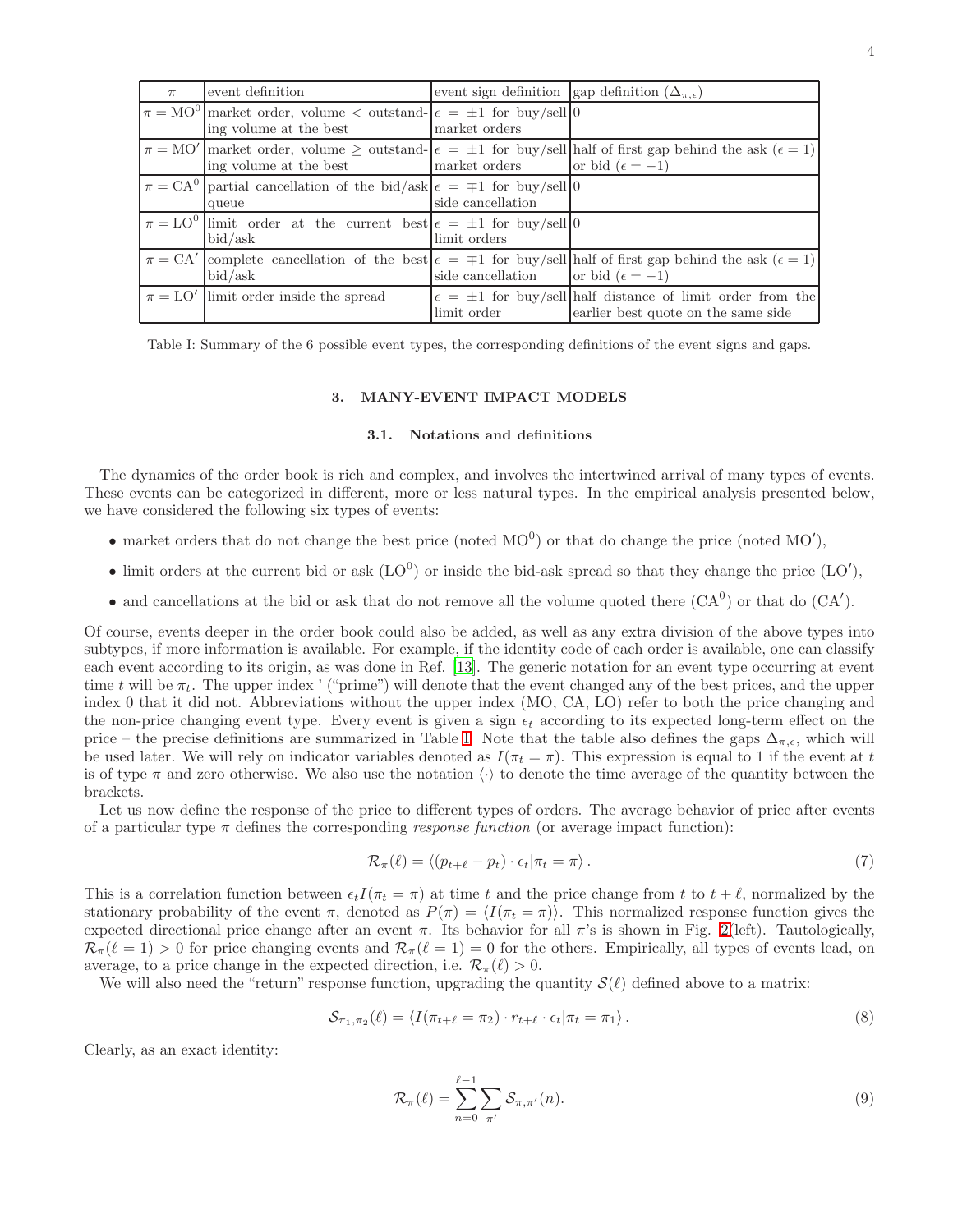| $\pi$ | event definition | event sign definition | gap definition ($\Delta_{\pi,\epsilon}$) |
|---|---|---|---|
| $\pi = \text{MO}^0$ | market order, volume < outstanding volume at the best | $\epsilon = \pm 1$ for buy/sell market orders | 0 |
| $\pi = \text{MO}'$ | market order, volume $\geq$ outstanding volume at the best | $\epsilon = \pm 1$ for buy/sell market orders | half of first gap behind the ask ($\epsilon = 1$) or bid ($\epsilon = -1$) |
| $\pi = \text{CA}^0$ | partial cancellation of the bid/ask queue | $\epsilon = \mp 1$ for buy/sell side cancellation | 0 |
| $\pi = \text{LO}^0$ | limit order at the current best bid/ask | $\epsilon = \pm 1$ for buy/sell limit orders | 0 |
| $\pi = \text{CA}'$ | complete cancellation of the best bid/ask | $\epsilon = \mp 1$ for buy/sell side cancellation | half of first gap behind the ask ($\epsilon = 1$) or bid ($\epsilon = -1$) |
| $\pi = \text{LO}'$ | limit order inside the spread | $\epsilon = \pm 1$ for buy/sell limit order | half distance of limit order from the earlier best quote on the same side |

Table I: Summary of the 6 possible event types, the corresponding definitions of the event signs and gaps.

## 3. MANY-EVENT IMPACT MODELS

### 3.1. Notations and definitions

The dynamics of the order book is rich and complex, and involves the intertwined arrival of many types of events. These events can be categorized in different, more or less natural types. In the empirical analysis presented below, we have considered the following six types of events:

- market orders that do not change the best price (noted $\text{MO}^0$) or that do change the price (noted $\text{MO}'$),
- limit orders at the current bid or ask ($\text{LO}^0$) or inside the bid-ask spread so that they change the price ($\text{LO}'$),
- and cancellations at the bid or ask that do not remove all the volume quoted there ($\text{CA}^0$) or that do ($\text{CA}'$).

Of course, events deeper in the order book could also be added, as well as any extra division of the above types into subtypes, if more information is available. For example, if the identity code of each order is available, one can classify each event according to its origin, as was done in Ref. [13]. The generic notation for an event type occurring at event time $t$ will be $\pi_t$. The upper index ' ("prime") will denote that the event changed any of the best prices, and the upper index 0 that it did not. Abbreviations without the upper index (MO, CA, LO) refer to both the price changing and the non-price changing event type. Every event is given a sign $\epsilon_t$ according to its expected long-term effect on the price – the precise definitions are summarized in Table I. Note that the table also defines the gaps $\Delta_{\pi,\epsilon}$, which will be used later. We will rely on indicator variables denoted as $I(\pi_t = \pi)$. This expression is equal to 1 if the event at $t$ is of type $\pi$ and zero otherwise. We also use the notation $\langle\cdot\rangle$ to denote the time average of the quantity between the brackets.

Let us now define the response of the price to different types of orders. The average behavior of price after events of a particular type $\pi$ defines the corresponding *response function* (or average impact function):

$$\mathcal{R}_\pi(\ell) = \langle (p_{t+\ell} - p_t) \cdot \epsilon_t | \pi_t = \pi \rangle . \tag{7}$$

This is a correlation function between $\epsilon_t I(\pi_t = \pi)$ at time $t$ and the price change from $t$ to $t + \ell$, normalized by the stationary probability of the event $\pi$, denoted as $P(\pi) = \langle I(\pi_t = \pi) \rangle$. This normalized response function gives the expected directional price change after an event $\pi$. Its behavior for all $\pi$'s is shown in Fig. 2(left). Tautologically, $\mathcal{R}_\pi(\ell = 1) > 0$ for price changing events and $\mathcal{R}_\pi(\ell = 1) = 0$ for the others. Empirically, all types of events lead, on average, to a price change in the expected direction, i.e. $\mathcal{R}_\pi(\ell) > 0$.

We will also need the "return" response function, upgrading the quantity $\mathcal{S}(\ell)$ defined above to a matrix:

$$\mathcal{S}_{\pi_1,\pi_2}(\ell) = \langle I(\pi_{t+\ell} = \pi_2) \cdot r_{t+\ell} \cdot \epsilon_t | \pi_t = \pi_1 \rangle . \tag{8}$$

Clearly, as an exact identity:

$$\mathcal{R}_\pi(\ell) = \sum_{n=0}^{\ell-1} \sum_{\pi'} \mathcal{S}_{\pi,\pi'}(n). \tag{9}$$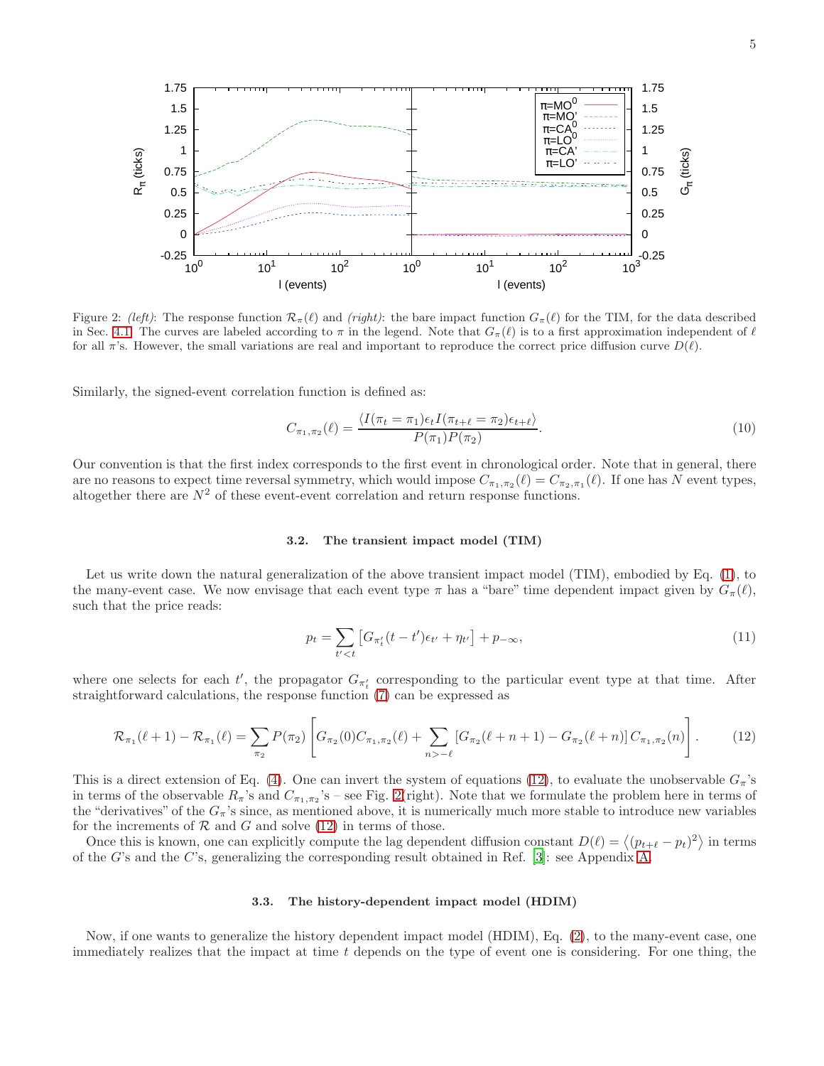Figure 2: *(left)*: The response function $\mathcal{R}_\pi(\ell)$ and *(right)*: the bare impact function $G_\pi(\ell)$ for the TIM, for the data described in Sec. 4.1. The curves are labeled according to $\pi$ in the legend. Note that $G_\pi(\ell)$ is to a first approximation independent of $\ell$ for all $\pi$'s. However, the small variations are real and important to reproduce the correct price diffusion curve $D(\ell)$.

Similarly, the signed-event correlation function is defined as:

$$C_{\pi_1,\pi_2}(\ell) = \frac{\langle I(\pi_t = \pi_1)\epsilon_t I(\pi_{t+\ell} = \pi_2)\epsilon_{t+\ell}\rangle}{P(\pi_1)P(\pi_2)}. \tag{10}$$

Our convention is that the first index corresponds to the first event in chronological order. Note that in general, there are no reasons to expect time reversal symmetry, which would impose $C_{\pi_1,\pi_2}(\ell) = C_{\pi_2,\pi_1}(\ell)$. If one has $N$ event types, altogether there are $N^2$ of these event-event correlation and return response functions.

### 3.2. The transient impact model (TIM)

Let us write down the natural generalization of the above transient impact model (TIM), embodied by Eq. (1), to the many-event case. We now envisage that each event type $\pi$ has a "bare" time dependent impact given by $G_\pi(\ell)$, such that the price reads:

$$p_t = \sum_{t'<t} \left[ G_{\pi_{t'}}(t-t')\epsilon_{t'} + \eta_{t'} \right] + p_{-\infty}, \tag{11}$$

where one selects for each $t'$, the propagator $G_{\pi_{t'}}$ corresponding to the particular event type at that time. After straightforward calculations, the response function (7) can be expressed as

$$\mathcal{R}_{\pi_1}(\ell+1) - \mathcal{R}_{\pi_1}(\ell) = \sum_{\pi_2} P(\pi_2) \left[ G_{\pi_2}(0) C_{\pi_1,\pi_2}(\ell) + \sum_{n>-\ell} \left[ G_{\pi_2}(\ell+n+1) - G_{\pi_2}(\ell+n) \right] C_{\pi_1,\pi_2}(n) \right]. \tag{12}$$

This is a direct extension of Eq. (4). One can invert the system of equations (12), to evaluate the unobservable $G_\pi$'s in terms of the observable $R_\pi$'s and $C_{\pi_1,\pi_2}$'s – see Fig. 2(right). Note that we formulate the problem here in terms of the "derivatives" of the $G_\pi$'s since, as mentioned above, it is numerically much more stable to introduce new variables for the increments of $\mathcal{R}$ and $G$ and solve (12) in terms of those.

Once this is known, one can explicitly compute the lag dependent diffusion constant $D(\ell) = \left\langle (p_{t+\ell} - p_t)^2 \right\rangle$ in terms of the $G$'s and the $C$'s, generalizing the corresponding result obtained in Ref. [3]: see Appendix A.

### 3.3. The history-dependent impact model (HDIM)

Now, if one wants to generalize the history dependent impact model (HDIM), Eq. (2), to the many-event case, one immediately realizes that the impact at time $t$ depends on the type of event one is considering. For one thing, the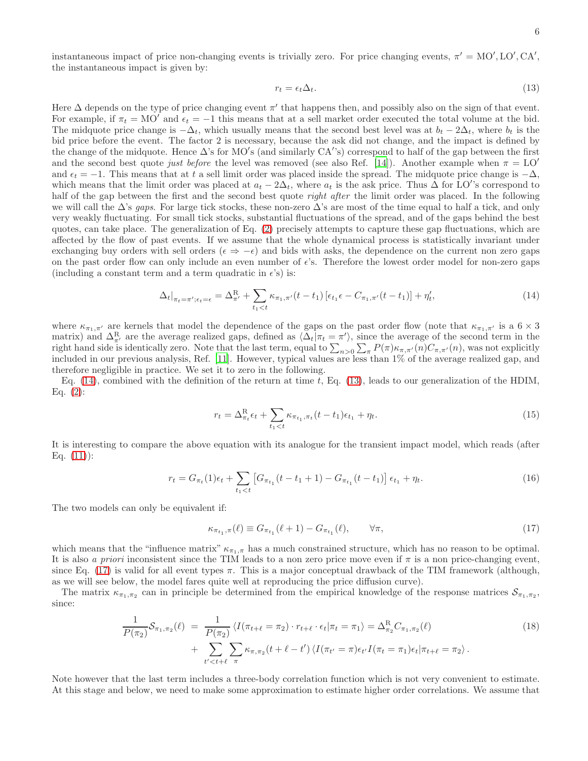instantaneous impact of price non-changing events is trivially zero. For price changing events, $\pi' = \mathrm{MO}', \mathrm{LO}', \mathrm{CA}'$, the instantaneous impact is given by:

$$r_t = \epsilon_t \Delta_t. \tag{13}$$

Here $\Delta$ depends on the type of price changing event $\pi'$ that happens then, and possibly also on the sign of that event. For example, if $\pi_t = \mathrm{MO}'$ and $\epsilon_t = -1$ this means that at a sell market order executed the total volume at the bid. The midquote price change is $-\Delta_t$, which usually means that the second best level was at $b_t - 2\Delta_t$, where $b_t$ is the bid price before the event. The factor 2 is necessary, because the ask did not change, and the impact is defined by the change of the midquote. Hence $\Delta$'s for MO′s (and similarly CA′'s) correspond to half of the gap between the first and the second best quote *just before* the level was removed (see also Ref. [14]). Another example when $\pi = \mathrm{LO}'$ and $\epsilon_t = -1$. This means that at $t$ a sell limit order was placed inside the spread. The midquote price change is $-\Delta$, which means that the limit order was placed at $a_t - 2\Delta_t$, where $a_t$ is the ask price. Thus $\Delta$ for LO′'s correspond to half of the gap between the first and the second best quote *right after* the limit order was placed. In the following we will call the $\Delta$'s *gaps*. For large tick stocks, these non-zero $\Delta$'s are most of the time equal to half a tick, and only very weakly fluctuating. For small tick stocks, substantial fluctuations of the spread, and of the gaps behind the best quotes, can take place. The generalization of Eq. (2) precisely attempts to capture these gap fluctuations, which are affected by the flow of past events. If we assume that the whole dynamical process is statistically invariant under exchanging buy orders with sell orders ($\epsilon \Rightarrow -\epsilon$) and bids with asks, the dependence on the current non zero gaps on the past order flow can only include an even number of $\epsilon$'s. Therefore the lowest order model for non-zero gaps (including a constant term and a term quadratic in $\epsilon$'s) is:

$$\Delta_t|_{\pi_t=\pi';\epsilon_t=\epsilon} = \Delta^{\mathrm{R}}_{\pi'} + \sum_{t_1<t} \kappa_{\pi_1,\pi'}(t-t_1)\left[\epsilon_{t_1}\epsilon - C_{\pi_1,\pi'}(t-t_1)\right] + \eta'_t, \tag{14}$$

where $\kappa_{\pi_1,\pi'}$ are kernels that model the dependence of the gaps on the past order flow (note that $\kappa_{\pi_1,\pi'}$ is a $6\times 3$ matrix) and $\Delta^{\mathrm{R}}_{\pi'}$ are the average realized gaps, defined as $\langle \Delta_t|\pi_t = \pi'\rangle$, since the average of the second term in the right hand side is identically zero. Note that the last term, equal to $\sum_{n>0}\sum_{\pi} P(\pi)\kappa_{\pi,\pi'}(n)C_{\pi,\pi'}(n)$, was not explicitly included in our previous analysis, Ref. [11]. However, typical values are less than 1% of the average realized gap, and therefore negligible in practice. We set it to zero in the following.

Eq. (14), combined with the definition of the return at time $t$, Eq. (13), leads to our generalization of the HDIM, Eq. (2):

$$r_t = \Delta^{\mathrm{R}}_{\pi_t}\epsilon_t + \sum_{t_1<t} \kappa_{\pi_{t_1},\pi_t}(t-t_1)\epsilon_{t_1} + \eta_t. \tag{15}$$

It is interesting to compare the above equation with its analogue for the transient impact model, which reads (after Eq. (11)):

$$r_t = G_{\pi_t}(1)\epsilon_t + \sum_{t_1<t}\left[G_{\pi_{t_1}}(t-t_1+1) - G_{\pi_{t_1}}(t-t_1)\right]\epsilon_{t_1} + \eta_t. \tag{16}$$

The two models can only be equivalent if:

$$\kappa_{\pi_{t_1},\pi}(\ell) \equiv G_{\pi_{t_1}}(\ell+1) - G_{\pi_{t_1}}(\ell), \qquad \forall \pi, \tag{17}$$

which means that the "influence matrix" $\kappa_{\pi_1,\pi}$ has a much constrained structure, which has no reason to be optimal. It is also *a priori* inconsistent since the TIM leads to a non zero price move even if $\pi$ is a non price-changing event, since Eq. (17) is valid for all event types $\pi$. This is a major conceptual drawback of the TIM framework (although, as we will see below, the model fares quite well at reproducing the price diffusion curve).

The matrix $\kappa_{\pi_1,\pi_2}$ can in principle be determined from the empirical knowledge of the response matrices $\mathcal{S}_{\pi_1,\pi_2}$, since:

$$\begin{aligned}\frac{1}{P(\pi_2)}\mathcal{S}_{\pi_1,\pi_2}(\ell) &= \frac{1}{P(\pi_2)}\left\langle I(\pi_{t+\ell}=\pi_2)\cdot r_{t+\ell}\cdot\epsilon_t|\pi_t=\pi_1\right\rangle = \Delta^{\mathrm{R}}_{\pi_2}C_{\pi_1,\pi_2}(\ell) \\ &+ \sum_{t'<t+\ell}\sum_{\pi}\kappa_{\pi,\pi_2}(t+\ell-t')\left\langle I(\pi_{t'}=\pi)\epsilon_{t'}I(\pi_t=\pi_1)\epsilon_t|\pi_{t+\ell}=\pi_2\right\rangle.\end{aligned} \tag{18}$$

Note however that the last term includes a three-body correlation function which is not very convenient to estimate. At this stage and below, we need to make some approximation to estimate higher order correlations. We assume that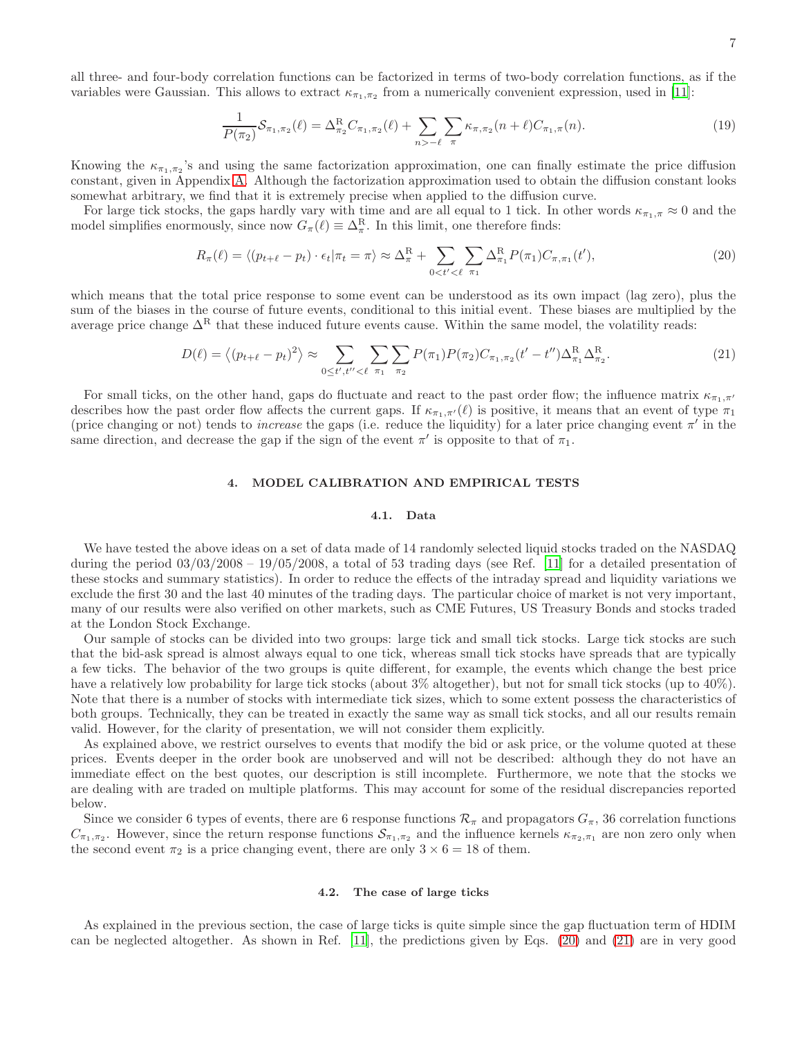all three- and four-body correlation functions can be factorized in terms of two-body correlation functions, as if the variables were Gaussian. This allows to extract $\kappa_{\pi_1,\pi_2}$ from a numerically convenient expression, used in [11]:

$$\frac{1}{P(\pi_2)}\mathcal{S}_{\pi_1,\pi_2}(\ell) = \Delta^{\mathrm{R}}_{\pi_2} C_{\pi_1,\pi_2}(\ell) + \sum_{n>-\ell}\sum_{\pi} \kappa_{\pi,\pi_2}(n+\ell) C_{\pi_1,\pi}(n). \tag{19}$$

Knowing the $\kappa_{\pi_1,\pi_2}$'s and using the same factorization approximation, one can finally estimate the price diffusion constant, given in Appendix A. Although the factorization approximation used to obtain the diffusion constant looks somewhat arbitrary, we find that it is extremely precise when applied to the diffusion curve.

For large tick stocks, the gaps hardly vary with time and are all equal to 1 tick. In other words $\kappa_{\pi_1,\pi} \approx 0$ and the model simplifies enormously, since now $G_\pi(\ell) \equiv \Delta^{\mathrm{R}}_{\pi}$. In this limit, one therefore finds:

$$R_\pi(\ell) = \langle (p_{t+\ell} - p_t)\cdot \epsilon_t | \pi_t = \pi \rangle \approx \Delta^{\mathrm{R}}_{\pi} + \sum_{0<t'<\ell}\sum_{\pi_1} \Delta^{\mathrm{R}}_{\pi_1} P(\pi_1) C_{\pi,\pi_1}(t'), \tag{20}$$

which means that the total price response to some event can be understood as its own impact (lag zero), plus the sum of the biases in the course of future events, conditional to this initial event. These biases are multiplied by the average price change $\Delta^{\mathrm{R}}$ that these induced future events cause. Within the same model, the volatility reads:

$$D(\ell) = \left\langle (p_{t+\ell} - p_t)^2 \right\rangle \approx \sum_{0\le t',t''<\ell}\sum_{\pi_1}\sum_{\pi_2} P(\pi_1)P(\pi_2) C_{\pi_1,\pi_2}(t'-t'')\Delta^{\mathrm{R}}_{\pi_1}\Delta^{\mathrm{R}}_{\pi_2}. \tag{21}$$

For small ticks, on the other hand, gaps do fluctuate and react to the past order flow; the influence matrix $\kappa_{\pi_1,\pi'}$ describes how the past order flow affects the current gaps. If $\kappa_{\pi_1,\pi'}(\ell)$ is positive, it means that an event of type $\pi_1$ (price changing or not) tends to *increase* the gaps (i.e. reduce the liquidity) for a later price changing event $\pi'$ in the same direction, and decrease the gap if the sign of the event $\pi'$ is opposite to that of $\pi_1$.

## 4. MODEL CALIBRATION AND EMPIRICAL TESTS

### 4.1. Data

We have tested the above ideas on a set of data made of 14 randomly selected liquid stocks traded on the NASDAQ during the period 03/03/2008 – 19/05/2008, a total of 53 trading days (see Ref. [11] for a detailed presentation of these stocks and summary statistics). In order to reduce the effects of the intraday spread and liquidity variations we exclude the first 30 and the last 40 minutes of the trading days. The particular choice of market is not very important, many of our results were also verified on other markets, such as CME Futures, US Treasury Bonds and stocks traded at the London Stock Exchange.

Our sample of stocks can be divided into two groups: large tick and small tick stocks. Large tick stocks are such that the bid-ask spread is almost always equal to one tick, whereas small tick stocks have spreads that are typically a few ticks. The behavior of the two groups is quite different, for example, the events which change the best price have a relatively low probability for large tick stocks (about 3% altogether), but not for small tick stocks (up to 40%). Note that there is a number of stocks with intermediate tick sizes, which to some extent possess the characteristics of both groups. Technically, they can be treated in exactly the same way as small tick stocks, and all our results remain valid. However, for the clarity of presentation, we will not consider them explicitly.

As explained above, we restrict ourselves to events that modify the bid or ask price, or the volume quoted at these prices. Events deeper in the order book are unobserved and will not be described: although they do not have an immediate effect on the best quotes, our description is still incomplete. Furthermore, we note that the stocks we are dealing with are traded on multiple platforms. This may account for some of the residual discrepancies reported below.

Since we consider 6 types of events, there are 6 response functions $\mathcal{R}_\pi$ and propagators $G_\pi$, 36 correlation functions $C_{\pi_1,\pi_2}$. However, since the return response functions $\mathcal{S}_{\pi_1,\pi_2}$ and the influence kernels $\kappa_{\pi_2,\pi_1}$ are non zero only when the second event $\pi_2$ is a price changing event, there are only $3\times 6 = 18$ of them.

### 4.2. The case of large ticks

As explained in the previous section, the case of large ticks is quite simple since the gap fluctuation term of HDIM can be neglected altogether. As shown in Ref. [11], the predictions given by Eqs. (20) and (21) are in very good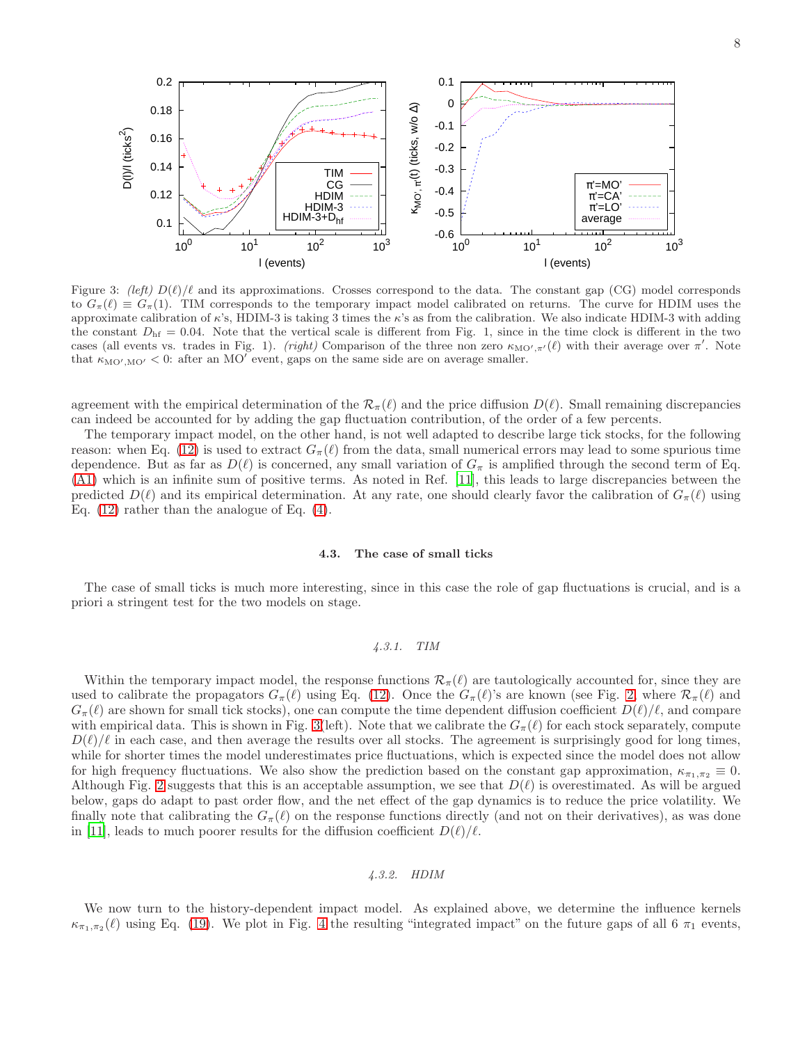Figure 3: *(left)* $D(\ell)/\ell$ and its approximations. Crosses correspond to the data. The constant gap (CG) model corresponds to $G_\pi(\ell) \equiv G_\pi(1)$. TIM corresponds to the temporary impact model calibrated on returns. The curve for HDIM uses the approximate calibration of $\kappa$'s, HDIM-3 is taking 3 times the $\kappa$'s as from the calibration. We also indicate HDIM-3 with adding the constant $D_{\rm hf} = 0.04$. Note that the vertical scale is different from Fig. 1, since in the time clock is different in the two cases (all events vs. trades in Fig. 1). *(right)* Comparison of the three non zero $\kappa_{\rm MO',\pi'}(\ell)$ with their average over $\pi'$. Note that $\kappa_{\rm MO',MO'} < 0$: after an MO' event, gaps on the same side are on average smaller.

agreement with the empirical determination of the $\mathcal{R}_\pi(\ell)$ and the price diffusion $D(\ell)$. Small remaining discrepancies can indeed be accounted for by adding the gap fluctuation contribution, of the order of a few percents.

The temporary impact model, on the other hand, is not well adapted to describe large tick stocks, for the following reason: when Eq. (12) is used to extract $G_\pi(\ell)$ from the data, small numerical errors may lead to some spurious time dependence. But as far as $D(\ell)$ is concerned, any small variation of $G_\pi$ is amplified through the second term of Eq. (A1) which is an infinite sum of positive terms. As noted in Ref. [11], this leads to large discrepancies between the predicted $D(\ell)$ and its empirical determination. At any rate, one should clearly favor the calibration of $G_\pi(\ell)$ using Eq. (12) rather than the analogue of Eq. (4).

### 4.3. The case of small ticks

The case of small ticks is much more interesting, since in this case the role of gap fluctuations is crucial, and is a priori a stringent test for the two models on stage.

#### *4.3.1. TIM*

Within the temporary impact model, the response functions $\mathcal{R}_\pi(\ell)$ are tautologically accounted for, since they are used to calibrate the propagators $G_\pi(\ell)$ using Eq. (12). Once the $G_\pi(\ell)$'s are known (see Fig. 2, where $\mathcal{R}_\pi(\ell)$ and $G_\pi(\ell)$ are shown for small tick stocks), one can compute the time dependent diffusion coefficient $D(\ell)/\ell$, and compare with empirical data. This is shown in Fig. 3(left). Note that we calibrate the $G_\pi(\ell)$ for each stock separately, compute $D(\ell)/\ell$ in each case, and then average the results over all stocks. The agreement is surprisingly good for long times, while for shorter times the model underestimates price fluctuations, which is expected since the model does not allow for high frequency fluctuations. We also show the prediction based on the constant gap approximation, $\kappa_{\pi_1,\pi_2} \equiv 0$. Although Fig. 2 suggests that this is an acceptable assumption, we see that $D(\ell)$ is overestimated. As will be argued below, gaps do adapt to past order flow, and the net effect of the gap dynamics is to reduce the price volatility. We finally note that calibrating the $G_\pi(\ell)$ on the response functions directly (and not on their derivatives), as was done in [11], leads to much poorer results for the diffusion coefficient $D(\ell)/\ell$.

#### *4.3.2. HDIM*

We now turn to the history-dependent impact model. As explained above, we determine the influence kernels $\kappa_{\pi_1,\pi_2}(\ell)$ using Eq. (19). We plot in Fig. 4 the resulting "integrated impact" on the future gaps of all 6 $\pi_1$ events,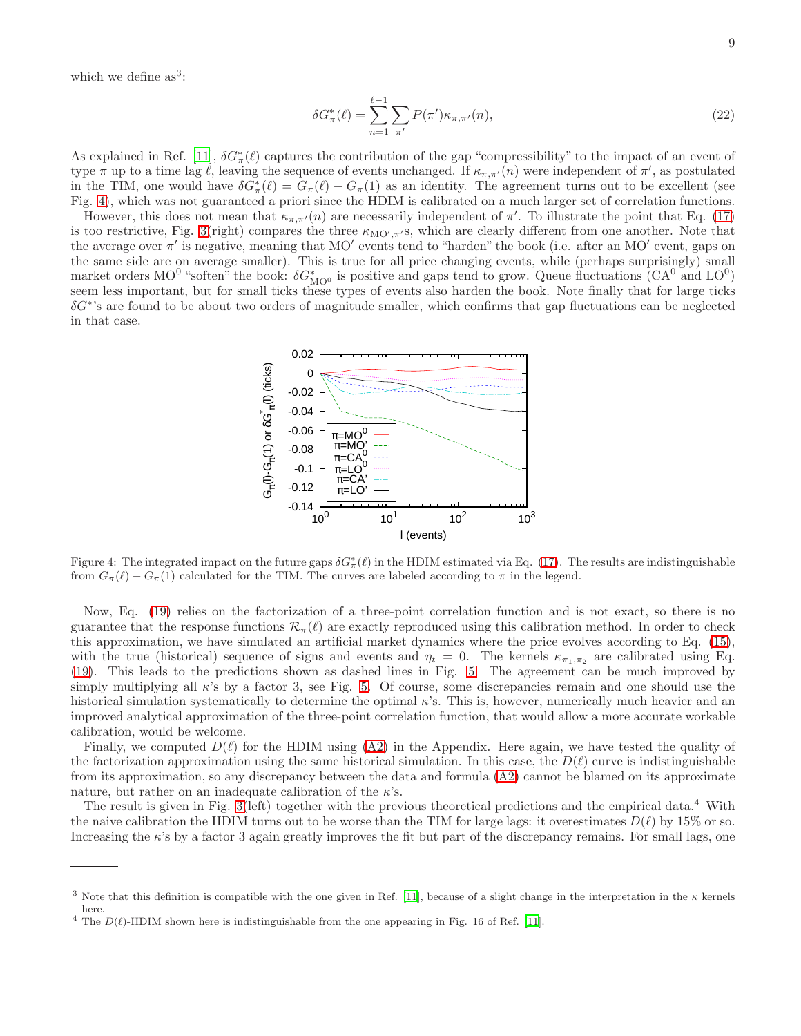which we define as[3]:

$$\delta G^*_\pi(\ell) = \sum_{n=1}^{\ell-1} \sum_{\pi'} P(\pi')\kappa_{\pi,\pi'}(n), \tag{22}$$

As explained in Ref. [11], $\delta G^*_\pi(\ell)$ captures the contribution of the gap "compressibility" to the impact of an event of type $\pi$ up to a time lag $\ell$, leaving the sequence of events unchanged. If $\kappa_{\pi,\pi'}(n)$ were independent of $\pi'$, as postulated in the TIM, one would have $\delta G^*_\pi(\ell) = G_\pi(\ell) - G_\pi(1)$ as an identity. The agreement turns out to be excellent (see Fig. 4), which was not guaranteed a priori since the HDIM is calibrated on a much larger set of correlation functions.

However, this does not mean that $\kappa_{\pi,\pi'}(n)$ are necessarily independent of $\pi'$. To illustrate the point that Eq. (17) is too restrictive, Fig. 3(right) compares the three $\kappa_{\mathrm{MO}',\pi'}$s, which are clearly different from one another. Note that the average over $\pi'$ is negative, meaning that MO′ events tend to "harden" the book (i.e. after an MO′ event, gaps on the same side are on average smaller). This is true for all price changing events, while (perhaps surprisingly) small market orders $\mathrm{MO}^0$ "soften" the book: $\delta G^*_{\mathrm{MO}^0}$ is positive and gaps tend to grow. Queue fluctuations ($\mathrm{CA}^0$ and $\mathrm{LO}^0$) seem less important, but for small ticks these types of events also harden the book. Note finally that for large ticks $\delta G^*$'s are found to be about two orders of magnitude smaller, which confirms that gap fluctuations can be neglected in that case.

Figure 4: The integrated impact on the future gaps $\delta G^*_\pi(\ell)$ in the HDIM estimated via Eq. (17). The results are indistinguishable from $G_\pi(\ell) - G_\pi(1)$ calculated for the TIM. The curves are labeled according to $\pi$ in the legend.

Now, Eq. (19) relies on the factorization of a three-point correlation function and is not exact, so there is no guarantee that the response functions $\mathcal{R}_\pi(\ell)$ are exactly reproduced using this calibration method. In order to check this approximation, we have simulated an artificial market dynamics where the price evolves according to Eq. (15), with the true (historical) sequence of signs and events and $\eta_t = 0$. The kernels $\kappa_{\pi_1,\pi_2}$ are calibrated using Eq. (19). This leads to the predictions shown as dashed lines in Fig. 5. The agreement can be much improved by simply multiplying all $\kappa$'s by a factor 3, see Fig. 5. Of course, some discrepancies remain and one should use the historical simulation systematically to determine the optimal $\kappa$'s. This is, however, numerically much heavier and an improved analytical approximation of the three-point correlation function, that would allow a more accurate workable calibration, would be welcome.

Finally, we computed $D(\ell)$ for the HDIM using (A2) in the Appendix. Here again, we have tested the quality of the factorization approximation using the same historical simulation. In this case, the $D(\ell)$ curve is indistinguishable from its approximation, so any discrepancy between the data and formula (A2) cannot be blamed on its approximate nature, but rather on an inadequate calibration of the $\kappa$'s.

The result is given in Fig. 3(left) together with the previous theoretical predictions and the empirical data.[4] With the naive calibration the HDIM turns out to be worse than the TIM for large lags: it overestimates $D(\ell)$ by 15% or so. Increasing the $\kappa$'s by a factor 3 again greatly improves the fit but part of the discrepancy remains. For small lags, one

---

[3] Note that this definition is compatible with the one given in Ref. [11], because of a slight change in the interpretation in the $\kappa$ kernels here.

[4] The $D(\ell)$-HDIM shown here is indistinguishable from the one appearing in Fig. 16 of Ref. [11].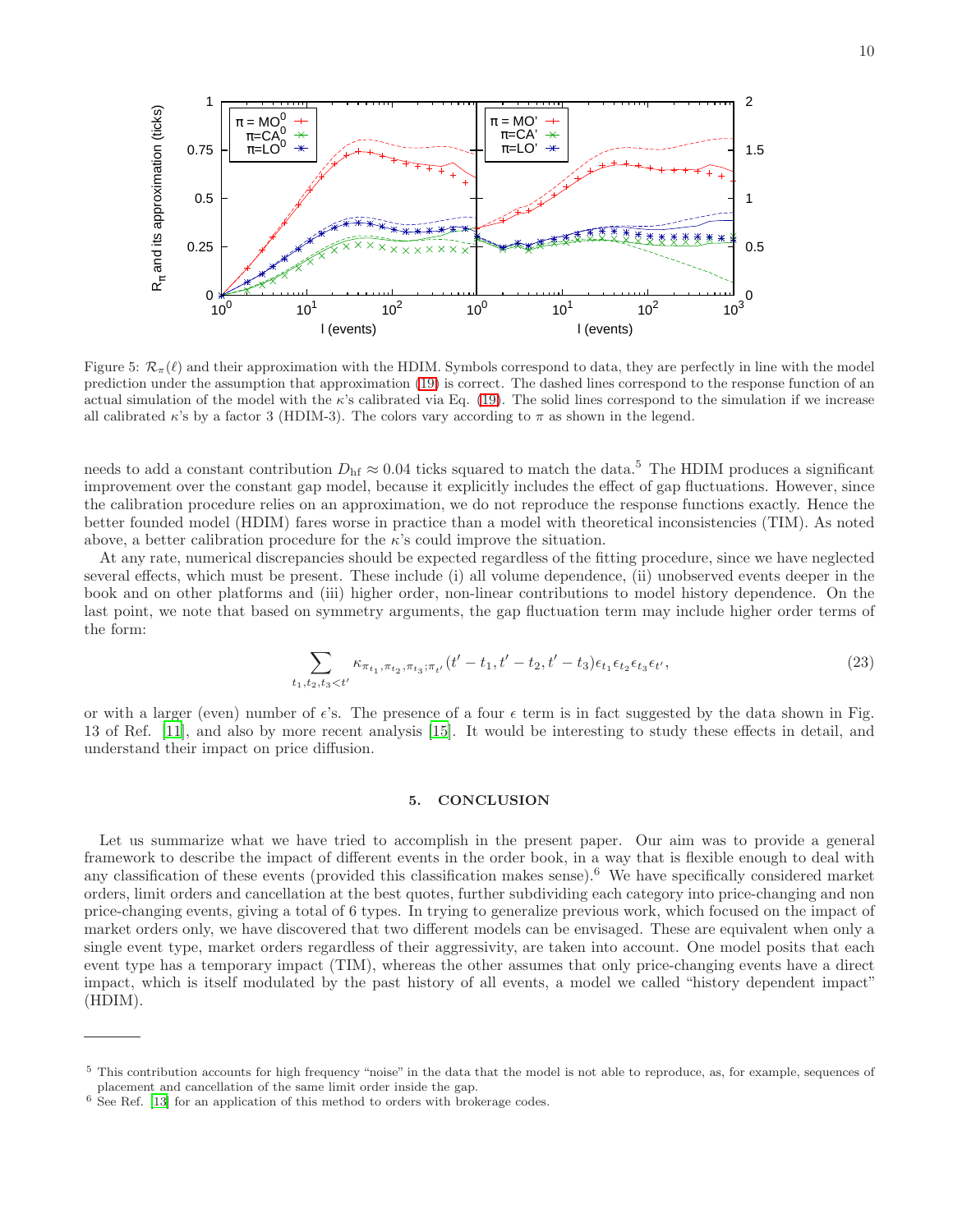Figure 5: $\mathcal{R}_\pi(\ell)$ and their approximation with the HDIM. Symbols correspond to data, they are perfectly in line with the model prediction under the assumption that approximation (19) is correct. The dashed lines correspond to the response function of an actual simulation of the model with the $\kappa$'s calibrated via Eq. (19). The solid lines correspond to the simulation if we increase all calibrated $\kappa$'s by a factor 3 (HDIM-3). The colors vary according to $\pi$ as shown in the legend.

needs to add a constant contribution $D_{\rm hf} \approx 0.04$ ticks squared to match the data.[5] The HDIM produces a significant improvement over the constant gap model, because it explicitly includes the effect of gap fluctuations. However, since the calibration procedure relies on an approximation, we do not reproduce the response functions exactly. Hence the better founded model (HDIM) fares worse in practice than a model with theoretical inconsistencies (TIM). As noted above, a better calibration procedure for the $\kappa$'s could improve the situation.

At any rate, numerical discrepancies should be expected regardless of the fitting procedure, since we have neglected several effects, which must be present. These include (i) all volume dependence, (ii) unobserved events deeper in the book and on other platforms and (iii) higher order, non-linear contributions to model history dependence. On the last point, we note that based on symmetry arguments, the gap fluctuation term may include higher order terms of the form:

$$\sum_{t_1,t_2,t_3<t'} \kappa_{\pi_{t_1},\pi_{t_2},\pi_{t_3};\pi_{t'}}(t'-t_1,t'-t_2,t'-t_3)\epsilon_{t_1}\epsilon_{t_2}\epsilon_{t_3}\epsilon_{t'}, \tag{23}$$

or with a larger (even) number of $\epsilon$'s. The presence of a four $\epsilon$ term is in fact suggested by the data shown in Fig. 13 of Ref. [11], and also by more recent analysis [15]. It would be interesting to study these effects in detail, and understand their impact on price diffusion.

## 5. CONCLUSION

Let us summarize what we have tried to accomplish in the present paper. Our aim was to provide a general framework to describe the impact of different events in the order book, in a way that is flexible enough to deal with any classification of these events (provided this classification makes sense).[6] We have specifically considered market orders, limit orders and cancellation at the best quotes, further subdividing each category into price-changing and non price-changing events, giving a total of 6 types. In trying to generalize previous work, which focused on the impact of market orders only, we have discovered that two different models can be envisaged. These are equivalent when only a single event type, market orders regardless of their aggressivity, are taken into account. One model posits that each event type has a temporary impact (TIM), whereas the other assumes that only price-changing events have a direct impact, which is itself modulated by the past history of all events, a model we called "history dependent impact" (HDIM).

[5] This contribution accounts for high frequency "noise" in the data that the model is not able to reproduce, as, for example, sequences of placement and cancellation of the same limit order inside the gap.

[6] See Ref. [13] for an application of this method to orders with brokerage codes.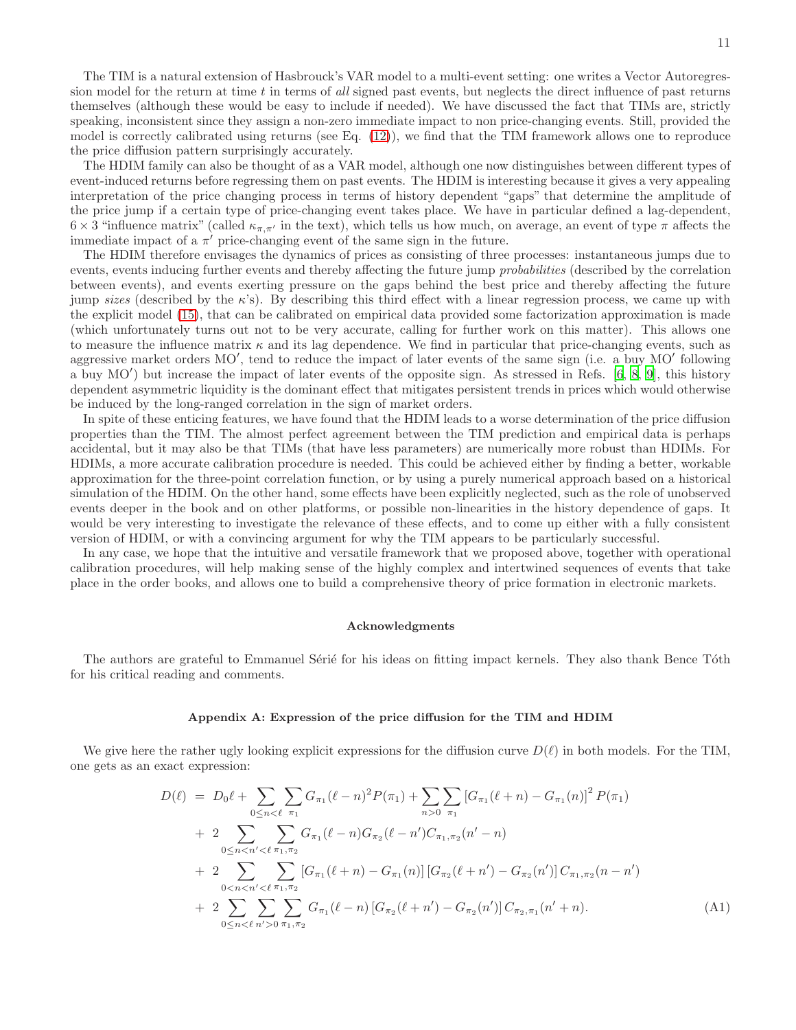The TIM is a natural extension of Hasbrouck's VAR model to a multi-event setting: one writes a Vector Autoregression model for the return at time $t$ in terms of *all* signed past events, but neglects the direct influence of past returns themselves (although these would be easy to include if needed). We have discussed the fact that TIMs are, strictly speaking, inconsistent since they assign a non-zero immediate impact to non price-changing events. Still, provided the model is correctly calibrated using returns (see Eq. (12)), we find that the TIM framework allows one to reproduce the price diffusion pattern surprisingly accurately.

The HDIM family can also be thought of as a VAR model, although one now distinguishes between different types of event-induced returns before regressing them on past events. The HDIM is interesting because it gives a very appealing interpretation of the price changing process in terms of history dependent "gaps" that determine the amplitude of the price jump if a certain type of price-changing event takes place. We have in particular defined a lag-dependent, $6 \times 3$ "influence matrix" (called $\kappa_{\pi,\pi'}$ in the text), which tells us how much, on average, an event of type $\pi$ affects the immediate impact of a $\pi'$ price-changing event of the same sign in the future.

The HDIM therefore envisages the dynamics of prices as consisting of three processes: instantaneous jumps due to events, events inducing further events and thereby affecting the future jump *probabilities* (described by the correlation between events), and events exerting pressure on the gaps behind the best price and thereby affecting the future jump *sizes* (described by the $\kappa$'s). By describing this third effect with a linear regression process, we came up with the explicit model (15), that can be calibrated on empirical data provided some factorization approximation is made (which unfortunately turns out not to be very accurate, calling for further work on this matter). This allows one to measure the influence matrix $\kappa$ and its lag dependence. We find in particular that price-changing events, such as aggressive market orders MO$'$, tend to reduce the impact of later events of the same sign (i.e. a buy MO$'$ following a buy MO$'$) but increase the impact of later events of the opposite sign. As stressed in Refs. [6, 8, 9], this history dependent asymmetric liquidity is the dominant effect that mitigates persistent trends in prices which would otherwise be induced by the long-ranged correlation in the sign of market orders.

In spite of these enticing features, we have found that the HDIM leads to a worse determination of the price diffusion properties than the TIM. The almost perfect agreement between the TIM prediction and empirical data is perhaps accidental, but it may also be that TIMs (that have less parameters) are numerically more robust than HDIMs. For HDIMs, a more accurate calibration procedure is needed. This could be achieved either by finding a better, workable approximation for the three-point correlation function, or by using a purely numerical approach based on a historical simulation of the HDIM. On the other hand, some effects have been explicitly neglected, such as the role of unobserved events deeper in the book and on other platforms, or possible non-linearities in the history dependence of gaps. It would be very interesting to investigate the relevance of these effects, and to come up either with a fully consistent version of HDIM, or with a convincing argument for why the TIM appears to be particularly successful.

In any case, we hope that the intuitive and versatile framework that we proposed above, together with operational calibration procedures, will help making sense of the highly complex and intertwined sequences of events that take place in the order books, and allows one to build a comprehensive theory of price formation in electronic markets.

### Acknowledgments

The authors are grateful to Emmanuel Sérié for his ideas on fitting impact kernels. They also thank Bence Tóth for his critical reading and comments.

### Appendix A: Expression of the price diffusion for the TIM and HDIM

We give here the rather ugly looking explicit expressions for the diffusion curve $D(\ell)$ in both models. For the TIM, one gets as an exact expression:

$$
\begin{aligned}
D(\ell) \;=\; & D_0 \ell + \sum_{0 \le n < \ell} \sum_{\pi_1} G_{\pi_1}(\ell - n)^2 P(\pi_1) + \sum_{n>0} \sum_{\pi_1} \left[ G_{\pi_1}(\ell + n) - G_{\pi_1}(n) \right]^2 P(\pi_1) \\
& + \; 2 \sum_{0 \le n < n' < \ell} \sum_{\pi_1, \pi_2} G_{\pi_1}(\ell - n) G_{\pi_2}(\ell - n') C_{\pi_1,\pi_2}(n' - n) \\
& + \; 2 \sum_{0 < n < n' < \ell} \sum_{\pi_1, \pi_2} \left[ G_{\pi_1}(\ell + n) - G_{\pi_1}(n) \right] \left[ G_{\pi_2}(\ell + n') - G_{\pi_2}(n') \right] C_{\pi_1,\pi_2}(n - n') \\
& + \; 2 \sum_{0 \le n < \ell} \sum_{n' > 0} \sum_{\pi_1, \pi_2} G_{\pi_1}(\ell - n) \left[ G_{\pi_2}(\ell + n') - G_{\pi_2}(n') \right] C_{\pi_2,\pi_1}(n' + n).
\end{aligned}
\tag{A1}
$$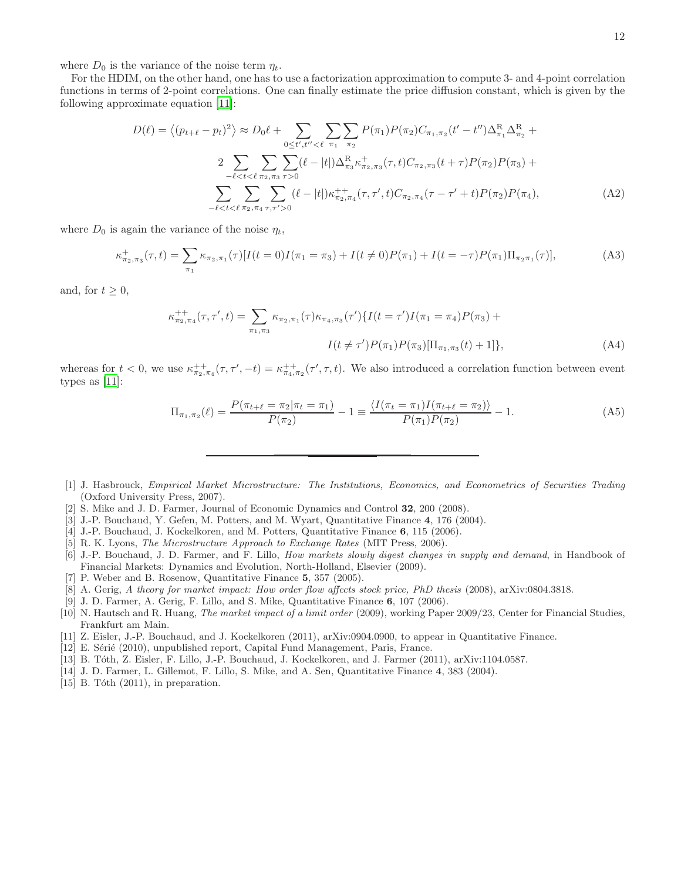where $D_0$ is the variance of the noise term $\eta_t$.

For the HDIM, on the other hand, one has to use a factorization approximation to compute 3- and 4-point correlation functions in terms of 2-point correlations. One can finally estimate the price diffusion constant, which is given by the following approximate equation [11]:

$$
\begin{aligned}
D(\ell) = \left\langle (p_{t+\ell} - p_t)^2 \right\rangle \approx D_0 \ell + \sum_{0 \le t', t'' < \ell} \sum_{\pi_1} \sum_{\pi_2} P(\pi_1) P(\pi_2) C_{\pi_1, \pi_2}(t' - t'') \Delta^{\mathrm{R}}_{\pi_1} \Delta^{\mathrm{R}}_{\pi_2} + \\
2 \sum_{-\ell < t < \ell} \sum_{\pi_2, \pi_3} \sum_{\tau > 0} (\ell - |t|) \Delta^{\mathrm{R}}_{\pi_3} \kappa^{+}_{\pi_2, \pi_3}(\tau, t) C_{\pi_2, \pi_3}(t + \tau) P(\pi_2) P(\pi_3) + \\
\sum_{-\ell < t < \ell} \sum_{\pi_2, \pi_4} \sum_{\tau, \tau' > 0} (\ell - |t|) \kappa^{++}_{\pi_2, \pi_4}(\tau, \tau', t) C_{\pi_2, \pi_4}(\tau - \tau' + t) P(\pi_2) P(\pi_4),
\end{aligned}
\tag{A2}
$$

where $D_0$ is again the variance of the noise $\eta_t$,

$$
\kappa^{+}_{\pi_2, \pi_3}(\tau, t) = \sum_{\pi_1} \kappa_{\pi_2, \pi_1}(\tau) [I(t = 0) I(\pi_1 = \pi_3) + I(t \ne 0) P(\pi_1) + I(t = -\tau) P(\pi_1) \Pi_{\pi_2 \pi_1}(\tau)],
\tag{A3}
$$

and, for $t \ge 0$,

$$
\begin{aligned}
\kappa^{++}_{\pi_2, \pi_4}(\tau, \tau', t) = \sum_{\pi_1, \pi_3} \kappa_{\pi_2, \pi_1}(\tau) \kappa_{\pi_4, \pi_3}(\tau') \{ I(t = \tau') I(\pi_1 = \pi_4) P(\pi_3) + \\
I(t \ne \tau') P(\pi_1) P(\pi_3) [\Pi_{\pi_1, \pi_3}(t) + 1] \},
\end{aligned}
\tag{A4}
$$

whereas for $t < 0$, we use $\kappa^{++}_{\pi_2, \pi_4}(\tau, \tau', -t) = \kappa^{++}_{\pi_4, \pi_2}(\tau', \tau, t)$. We also introduced a correlation function between event types as [11]:

$$
\Pi_{\pi_1, \pi_2}(\ell) = \frac{P(\pi_{t+\ell} = \pi_2 | \pi_t = \pi_1)}{P(\pi_2)} - 1 \equiv \frac{\langle I(\pi_t = \pi_1) I(\pi_{t+\ell} = \pi_2) \rangle}{P(\pi_1) P(\pi_2)} - 1.
\tag{A5}
$$

---

[1] J. Hasbrouck, *Empirical Market Microstructure: The Institutions, Economics, and Econometrics of Securities Trading* (Oxford University Press, 2007).
[2] S. Mike and J. D. Farmer, Journal of Economic Dynamics and Control **32**, 200 (2008).
[3] J.-P. Bouchaud, Y. Gefen, M. Potters, and M. Wyart, Quantitative Finance **4**, 176 (2004).
[4] J.-P. Bouchaud, J. Kockelkoren, and M. Potters, Quantitative Finance **6**, 115 (2006).
[5] R. K. Lyons, *The Microstructure Approach to Exchange Rates* (MIT Press, 2006).
[6] J.-P. Bouchaud, J. D. Farmer, and F. Lillo, *How markets slowly digest changes in supply and demand*, in Handbook of Financial Markets: Dynamics and Evolution, North-Holland, Elsevier (2009).
[7] P. Weber and B. Rosenow, Quantitative Finance **5**, 357 (2005).
[8] A. Gerig, *A theory for market impact: How order flow affects stock price, PhD thesis* (2008), arXiv:0804.3818.
[9] J. D. Farmer, A. Gerig, F. Lillo, and S. Mike, Quantitative Finance **6**, 107 (2006).
[10] N. Hautsch and R. Huang, *The market impact of a limit order* (2009), working Paper 2009/23, Center for Financial Studies, Frankfurt am Main.
[11] Z. Eisler, J.-P. Bouchaud, and J. Kockelkoren (2011), arXiv:0904.0900, to appear in Quantitative Finance.
[12] E. Sérié (2010), unpublished report, Capital Fund Management, Paris, France.
[13] B. Tóth, Z. Eisler, F. Lillo, J.-P. Bouchaud, J. Kockelkoren, and J. Farmer (2011), arXiv:1104.0587.
[14] J. D. Farmer, L. Gillemot, F. Lillo, S. Mike, and A. Sen, Quantitative Finance **4**, 383 (2004).
[15] B. Tóth (2011), in preparation.